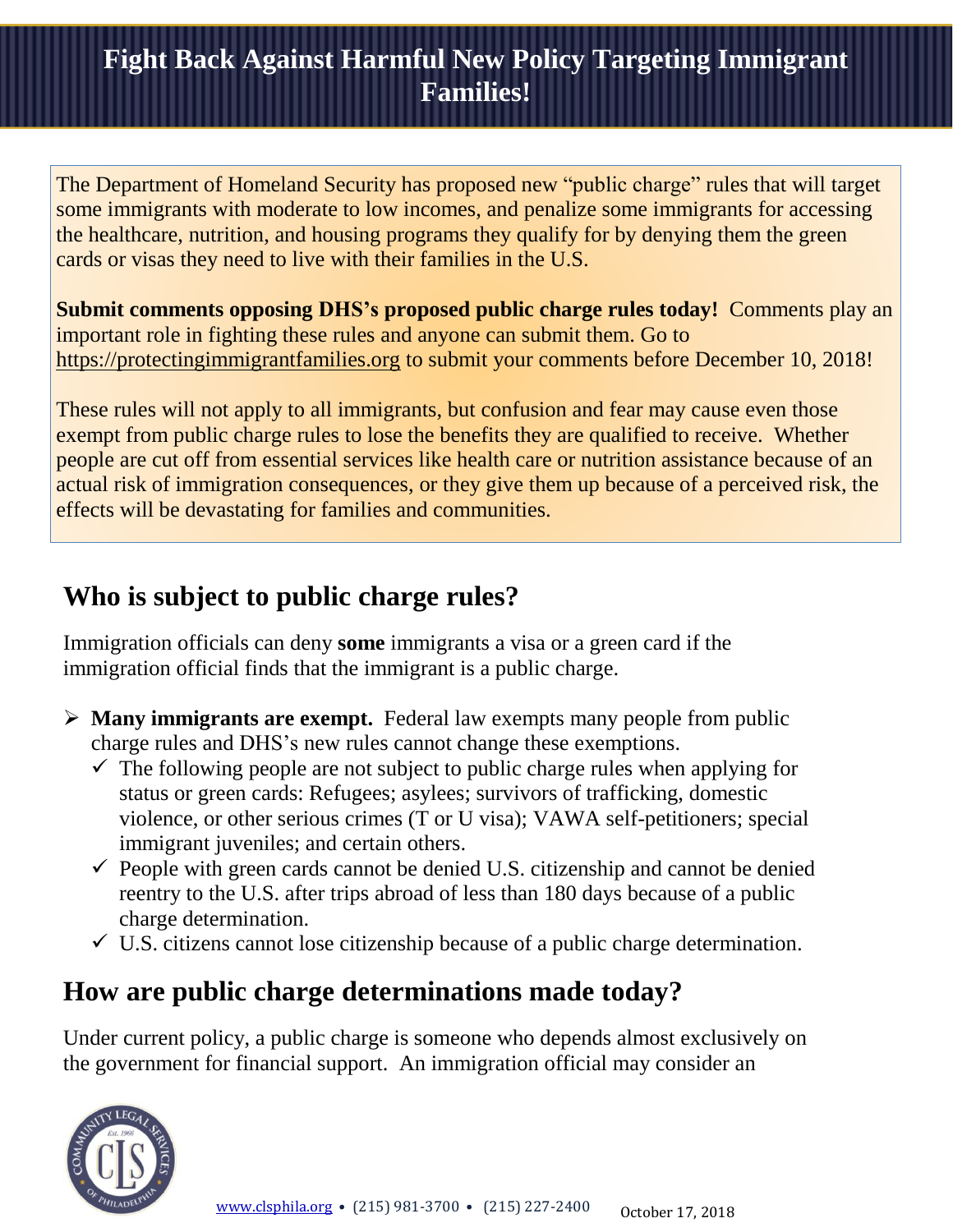# Fight Back Against Harmful New Policy Targeting Immigrant Families!

The Department of Homeland Security has proposed new "public charge" rules that will target some immigrants with moderate to low incomes, and penalize some immigrants for accessing the healthcare, nutrition, and housing programs they qualify for by denying them the green cards or visas they need to live with their families in the U.S.

**Submit comments opposing DHS's proposed public charge rules today!** Comments play an important role in fighting these rules and anyone can submit them. Go to https://protectingimmigrantfamilies.org to submit your comments before December 10, 2018!

These rules will not apply to all immigrants, but confusion and fear may cause even those exempt from public charge rules to lose the benefits they are qualified to receive. Whether people are cut off from essential services like health care or nutrition assistance because of an actual risk of immigration consequences, or they give them up because of a perceived risk, the effects will be devastating for families and communities.

## Who is subject to public charge rules?

Immigration officials can deny **some** immigrants a visa or a green card if the immigration official finds that the immigrant is a public charge.

- **Many immigrants are exempt.** Federal law exempts many people from public charge rules and DHS's new rules cannot change these exemptions.
  - ✓ The following people are not subject to public charge rules when applying for status or green cards: Refugees; asylees; survivors of trafficking, domestic violence, or other serious crimes (T or U visa); VAWA self-petitioners; special immigrant juveniles; and certain others.
  - ✓ People with green cards cannot be denied U.S. citizenship and cannot be denied reentry to the U.S. after trips abroad of less than 180 days because of a public charge determination.
  - ✓ U.S. citizens cannot lose citizenship because of a public charge determination.

## How are public charge determinations made today?

Under current policy, a public charge is someone who depends almost exclusively on the government for financial support. An immigration official may consider an

www.clsphila.org • (215) 981-3700 • (215) 227-2400 October 17, 2018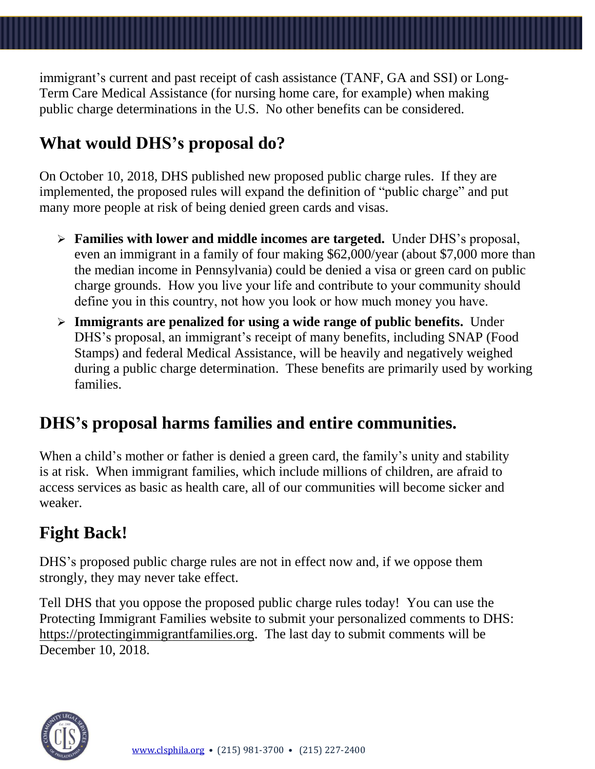immigrant's current and past receipt of cash assistance (TANF, GA and SSI) or Long-Term Care Medical Assistance (for nursing home care, for example) when making public charge determinations in the U.S. No other benefits can be considered.

## What would DHS's proposal do?

On October 10, 2018, DHS published new proposed public charge rules. If they are implemented, the proposed rules will expand the definition of "public charge" and put many more people at risk of being denied green cards and visas.

- **Families with lower and middle incomes are targeted.** Under DHS's proposal, even an immigrant in a family of four making $62,000/year (about $7,000 more than the median income in Pennsylvania) could be denied a visa or green card on public charge grounds. How you live your life and contribute to your community should define you in this country, not how you look or how much money you have.
- **Immigrants are penalized for using a wide range of public benefits.** Under DHS's proposal, an immigrant's receipt of many benefits, including SNAP (Food Stamps) and federal Medical Assistance, will be heavily and negatively weighed during a public charge determination. These benefits are primarily used by working families.

## DHS's proposal harms families and entire communities.

When a child's mother or father is denied a green card, the family's unity and stability is at risk. When immigrant families, which include millions of children, are afraid to access services as basic as health care, all of our communities will become sicker and weaker.

## Fight Back!

DHS's proposed public charge rules are not in effect now and, if we oppose them strongly, they may never take effect.

Tell DHS that you oppose the proposed public charge rules today! You can use the Protecting Immigrant Families website to submit your personalized comments to DHS: https://protectingimmigrantfamilies.org. The last day to submit comments will be December 10, 2018.

www.clsphila.org • (215) 981-3700 • (215) 227-2400